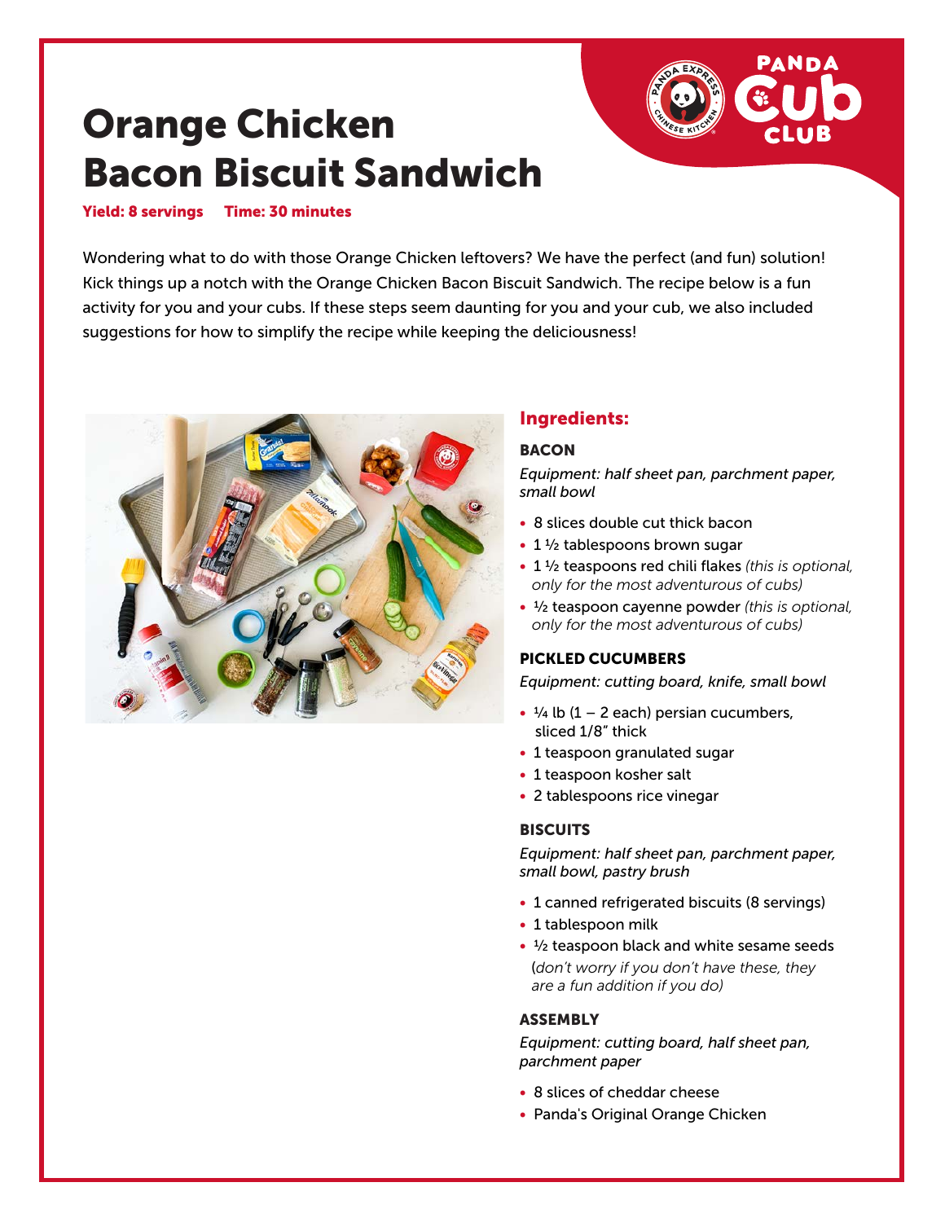# Orange Chicken Bacon Biscuit Sandwich

**Yield: 8 servings** **Time: 30 minutes**

Wondering what to do with those Orange Chicken leftovers? We have the perfect (and fun) solution! Kick things up a notch with the Orange Chicken Bacon Biscuit Sandwich. The recipe below is a fun activity for you and your cubs. If these steps seem daunting for you and your cub, we also included suggestions for how to simplify the recipe while keeping the deliciousness!

## Ingredients:

### BACON

*Equipment: half sheet pan, parchment paper, small bowl*

- 8 slices double cut thick bacon
- 1 ½ tablespoons brown sugar
- 1 ½ teaspoons red chili flakes *(this is optional, only for the most adventurous of cubs)*
- ½ teaspoon cayenne powder *(this is optional, only for the most adventurous of cubs)*

### PICKLED CUCUMBERS

*Equipment: cutting board, knife, small bowl*

- ¼ lb (1 – 2 each) persian cucumbers, sliced 1/8" thick
- 1 teaspoon granulated sugar
- 1 teaspoon kosher salt
- 2 tablespoons rice vinegar

### BISCUITS

*Equipment: half sheet pan, parchment paper, small bowl, pastry brush*

- 1 canned refrigerated biscuits (8 servings)
- 1 tablespoon milk
- ½ teaspoon black and white sesame seeds (*don't worry if you don't have these, they are a fun addition if you do)*

### ASSEMBLY

*Equipment: cutting board, half sheet pan, parchment paper*

- 8 slices of cheddar cheese
- Panda's Original Orange Chicken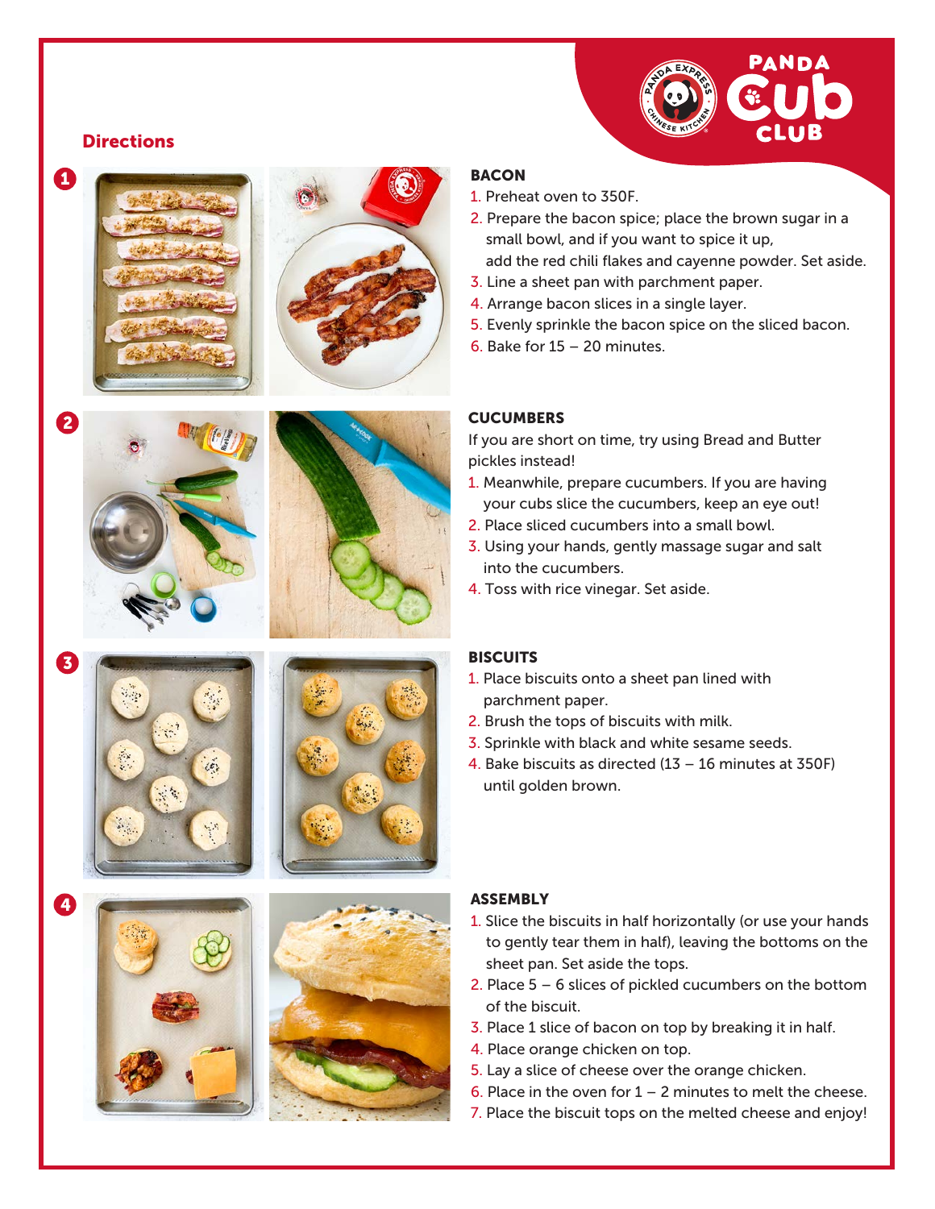## Directions

### BACON

1. Preheat oven to 350F.
2. Prepare the bacon spice; place the brown sugar in a small bowl, and if you want to spice it up, add the red chili flakes and cayenne powder. Set aside.
3. Line a sheet pan with parchment paper.
4. Arrange bacon slices in a single layer.
5. Evenly sprinkle the bacon spice on the sliced bacon.
6. Bake for 15 – 20 minutes.

### CUCUMBERS

If you are short on time, try using Bread and Butter pickles instead!

1. Meanwhile, prepare cucumbers. If you are having your cubs slice the cucumbers, keep an eye out!
2. Place sliced cucumbers into a small bowl.
3. Using your hands, gently massage sugar and salt into the cucumbers.
4. Toss with rice vinegar. Set aside.

### BISCUITS

1. Place biscuits onto a sheet pan lined with parchment paper.
2. Brush the tops of biscuits with milk.
3. Sprinkle with black and white sesame seeds.
4. Bake biscuits as directed (13 – 16 minutes at 350F) until golden brown.

### ASSEMBLY

1. Slice the biscuits in half horizontally (or use your hands to gently tear them in half), leaving the bottoms on the sheet pan. Set aside the tops.
2. Place 5 – 6 slices of pickled cucumbers on the bottom of the biscuit.
3. Place 1 slice of bacon on top by breaking it in half.
4. Place orange chicken on top.
5. Lay a slice of cheese over the orange chicken.
6. Place in the oven for 1 – 2 minutes to melt the cheese.
7. Place the biscuit tops on the melted cheese and enjoy!